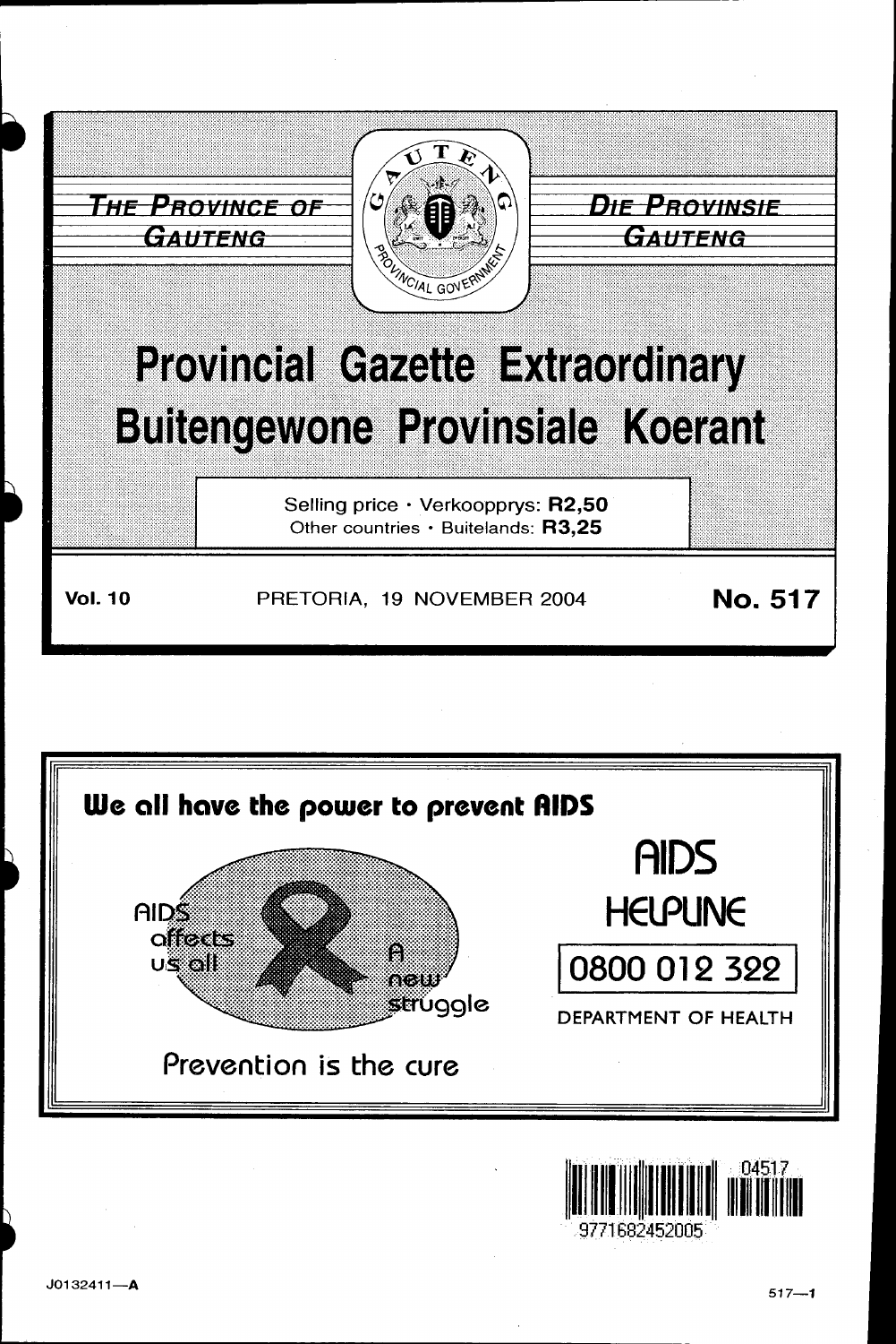THE PROVINCE OF GAUTENG

DIE PROVINSIE GAUTENG

# Provincial Gazette Extraordinary
# Buitengewone Provinsiale Koerant

Selling price · Verkoopprys: **R2,50**
Other countries · Buitelands: **R3,25**

**Vol. 10** PRETORIA, 19 NOVEMBER 2004 **No. 517**

**We all have the power to prevent AIDS**

AIDS affects us all

A new struggle

Prevention is the cure

AIDS HELPLINE

0800 012 322

DEPARTMENT OF HEALTH

J0132411—A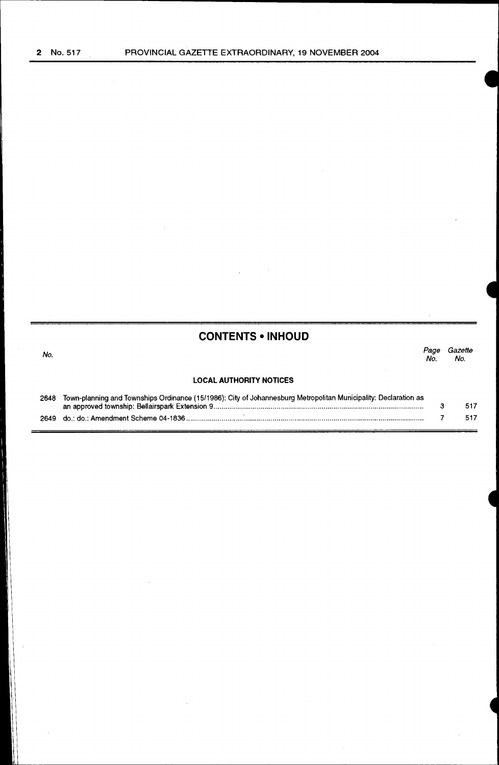## CONTENTS • INHOUD

| No. | | Page No. | Gazette No. |
|---|---|---|---|
| | **LOCAL AUTHORITY NOTICES** | | |
| 2648 | Town-planning and Townships Ordinance (15/1986): City of Johannesburg Metropolitan Municipality: Declaration as an approved township: Bellairspark Extension 9 | 3 | 517 |
| 2649 | do.: do.: Amendment Scheme 04-1836 | 7 | 517 |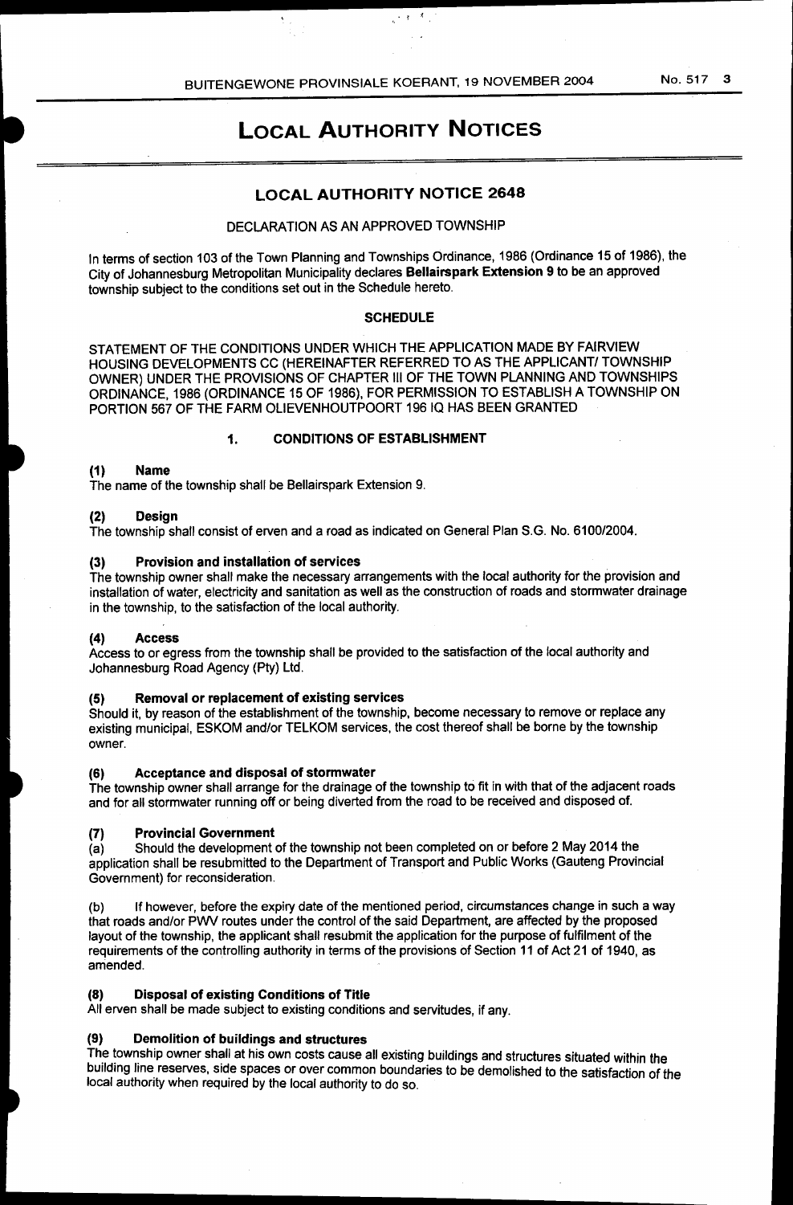# LOCAL AUTHORITY NOTICES

## LOCAL AUTHORITY NOTICE 2648

DECLARATION AS AN APPROVED TOWNSHIP

In terms of section 103 of the Town Planning and Townships Ordinance, 1986 (Ordinance 15 of 1986), the City of Johannesburg Metropolitan Municipality declares **Bellairspark Extension 9** to be an approved township subject to the conditions set out in the Schedule hereto.

### SCHEDULE

STATEMENT OF THE CONDITIONS UNDER WHICH THE APPLICATION MADE BY FAIRVIEW HOUSING DEVELOPMENTS CC (HEREINAFTER REFERRED TO AS THE APPLICANT/ TOWNSHIP OWNER) UNDER THE PROVISIONS OF CHAPTER III OF THE TOWN PLANNING AND TOWNSHIPS ORDINANCE, 1986 (ORDINANCE 15 OF 1986), FOR PERMISSION TO ESTABLISH A TOWNSHIP ON PORTION 567 OF THE FARM OLIEVENHOUTPOORT 196 IQ HAS BEEN GRANTED

#### 1. CONDITIONS OF ESTABLISHMENT

**(1) Name**
The name of the township shall be Bellairspark Extension 9.

**(2) Design**
The township shall consist of erven and a road as indicated on General Plan S.G. No. 6100/2004.

**(3) Provision and installation of services**
The township owner shall make the necessary arrangements with the local authority for the provision and installation of water, electricity and sanitation as well as the construction of roads and stormwater drainage in the township, to the satisfaction of the local authority.

**(4) Access**
Access to or egress from the township shall be provided to the satisfaction of the local authority and Johannesburg Road Agency (Pty) Ltd.

**(5) Removal or replacement of existing services**
Should it, by reason of the establishment of the township, become necessary to remove or replace any existing municipal, ESKOM and/or TELKOM services, the cost thereof shall be borne by the township owner.

**(6) Acceptance and disposal of stormwater**
The township owner shall arrange for the drainage of the township to fit in with that of the adjacent roads and for all stormwater running off or being diverted from the road to be received and disposed of.

**(7) Provincial Government**
(a) Should the development of the township not been completed on or before 2 May 2014 the application shall be resubmitted to the Department of Transport and Public Works (Gauteng Provincial Government) for reconsideration.

(b) If however, before the expiry date of the mentioned period, circumstances change in such a way that roads and/or PWV routes under the control of the said Department, are affected by the proposed layout of the township, the applicant shall resubmit the application for the purpose of fulfilment of the requirements of the controlling authority in terms of the provisions of Section 11 of Act 21 of 1940, as amended.

**(8) Disposal of existing Conditions of Title**
All erven shall be made subject to existing conditions and servitudes, if any.

**(9) Demolition of buildings and structures**
The township owner shall at his own costs cause all existing buildings and structures situated within the building line reserves, side spaces or over common boundaries to be demolished to the satisfaction of the local authority when required by the local authority to do so.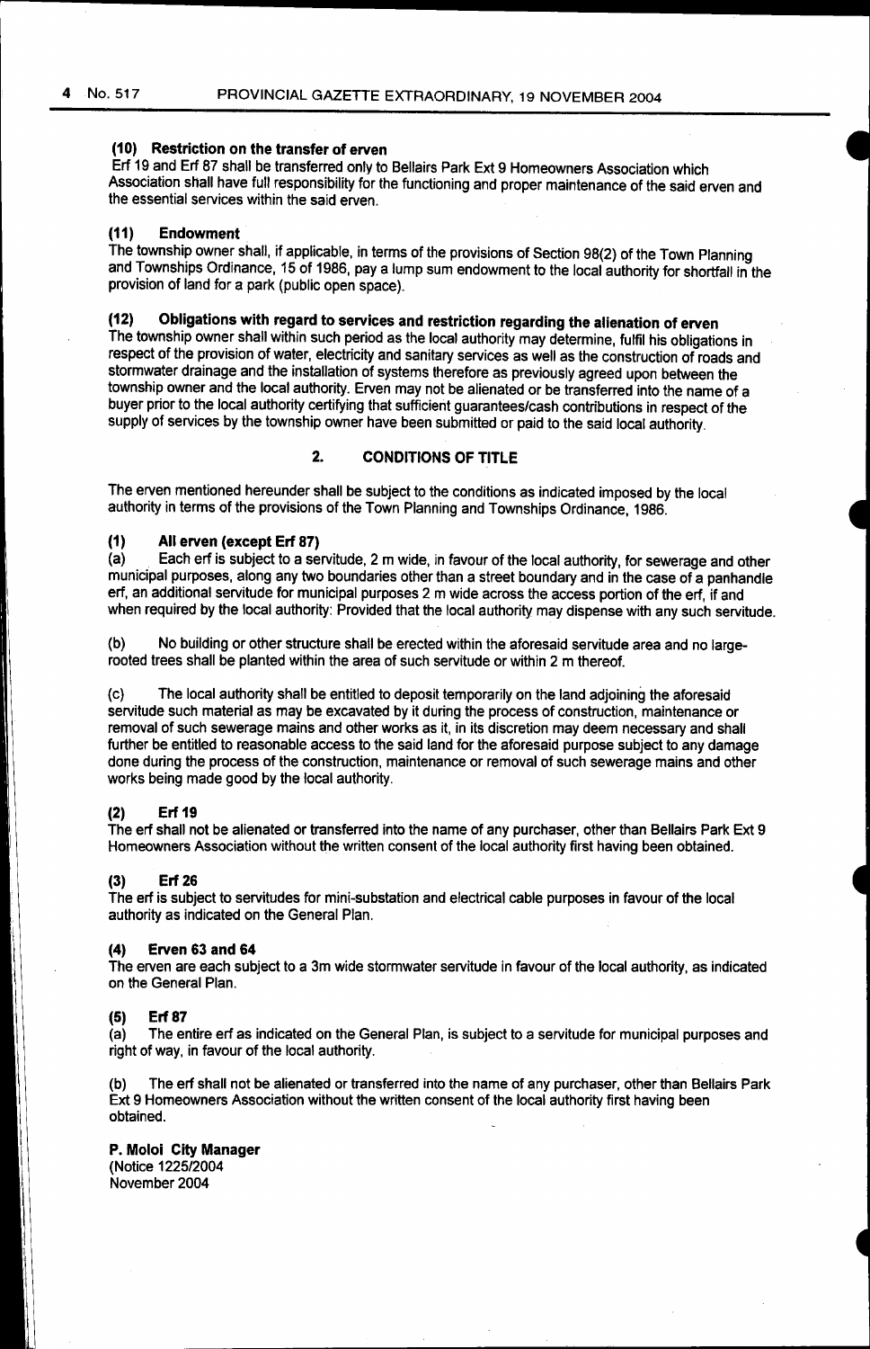#### (10) Restriction on the transfer of erven

Erf 19 and Erf 87 shall be transferred only to Bellairs Park Ext 9 Homeowners Association which Association shall have full responsibility for the functioning and proper maintenance of the said erven and the essential services within the said erven.

#### (11) Endowment

The township owner shall, if applicable, in terms of the provisions of Section 98(2) of the Town Planning and Townships Ordinance, 15 of 1986, pay a lump sum endowment to the local authority for shortfall in the provision of land for a park (public open space).

#### (12) Obligations with regard to services and restriction regarding the alienation of erven

The township owner shall within such period as the local authority may determine, fulfil his obligations in respect of the provision of water, electricity and sanitary services as well as the construction of roads and stormwater drainage and the installation of systems therefore as previously agreed upon between the township owner and the local authority. Erven may not be alienated or be transferred into the name of a buyer prior to the local authority certifying that sufficient guarantees/cash contributions in respect of the supply of services by the township owner have been submitted or paid to the said local authority.

## 2. CONDITIONS OF TITLE

The erven mentioned hereunder shall be subject to the conditions as indicated imposed by the local authority in terms of the provisions of the Town Planning and Townships Ordinance, 1986.

#### (1) All erven (except Erf 87)

(a) Each erf is subject to a servitude, 2 m wide, in favour of the local authority, for sewerage and other municipal purposes, along any two boundaries other than a street boundary and in the case of a panhandle erf, an additional servitude for municipal purposes 2 m wide across the access portion of the erf, if and when required by the local authority: Provided that the local authority may dispense with any such servitude.

(b) No building or other structure shall be erected within the aforesaid servitude area and no large-rooted trees shall be planted within the area of such servitude or within 2 m thereof.

(c) The local authority shall be entitled to deposit temporarily on the land adjoining the aforesaid servitude such material as may be excavated by it during the process of construction, maintenance or removal of such sewerage mains and other works as it, in its discretion may deem necessary and shall further be entitled to reasonable access to the said land for the aforesaid purpose subject to any damage done during the process of the construction, maintenance or removal of such sewerage mains and other works being made good by the local authority.

#### (2) Erf 19

The erf shall not be alienated or transferred into the name of any purchaser, other than Bellairs Park Ext 9 Homeowners Association without the written consent of the local authority first having been obtained.

#### (3) Erf 26

The erf is subject to servitudes for mini-substation and electrical cable purposes in favour of the local authority as indicated on the General Plan.

#### (4) Erven 63 and 64

The erven are each subject to a 3m wide stormwater servitude in favour of the local authority, as indicated on the General Plan.

#### (5) Erf 87

(a) The entire erf as indicated on the General Plan, is subject to a servitude for municipal purposes and right of way, in favour of the local authority.

(b) The erf shall not be alienated or transferred into the name of any purchaser, other than Bellairs Park Ext 9 Homeowners Association without the written consent of the local authority first having been obtained.

**P. Moloi City Manager**
(Notice 1225/2004
November 2004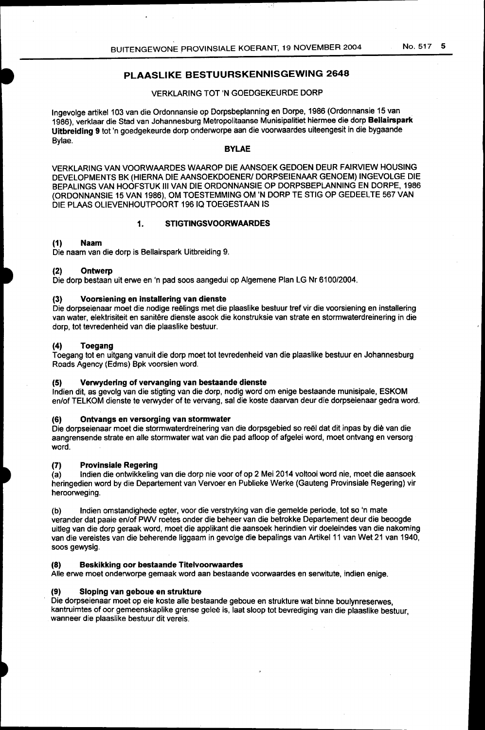## PLAASLIKE BESTUURSKENNISGEWING 2648

VERKLARING TOT 'N GOEDGEKEURDE DORP

Ingevolge artikel 103 van die Ordonnansie op Dorpsbeplanning en Dorpe, 1986 (Ordonnansie 15 van 1986), verklaar die Stad van Johannesburg Metropolitaanse Munisipalitiet hiermee die dorp **Bellairspark Uitbreiding 9** tot 'n goedgekeurde dorp onderworpe aan die voorwaardes uiteengesit in die bygaande Bylae.

**BYLAE**

VERKLARING VAN VOORWAARDES WAAROP DIE AANSOEK GEDOEN DEUR FAIRVIEW HOUSING DEVELOPMENTS BK (HIERNA DIE AANSOEKDOENER/ DORPSEIENAAR GENOEM) INGEVOLGE DIE BEPALINGS VAN HOOFSTUK III VAN DIE ORDONNANSIE OP DORPSBEPLANNING EN DORPE, 1986 (ORDONNANSIE 15 VAN 1986), OM TOESTEMMING OM 'N DORP TE STIG OP GEDEELTE 567 VAN DIE PLAAS OLIEVENHOUTPOORT 196 IQ TOEGESTAAN IS

### 1. STIGTINGSVOORWAARDES

**(1) Naam**
Die naam van die dorp is Bellairspark Uitbreiding 9.

**(2) Ontwerp**
Die dorp bestaan uit erwe en 'n pad soos aangedui op Algemene Plan LG Nr 6100/2004.

**(3) Voorsiening en installering van dienste**
Die dorpseienaar moet die nodige reëlings met die plaaslike bestuur tref vir die voorsiening en installering van water, elektrisiteit en sanitêre dienste asook die konstruksie van strate en stormwaterdreinering in die dorp, tot tevredenheid van die plaaslike bestuur.

**(4) Toegang**
Toegang tot en uitgang vanuit die dorp moet tot tevredenheid van die plaaslike bestuur en Johannesburg Roads Agency (Edms) Bpk voorsien word.

**(5) Verwydering of vervanging van bestaande dienste**
Indien dit, as gevolg van die stigting van die dorp, nodig word om enige bestaande munisipale, ESKOM en/of TELKOM dienste te verwyder of te vervang, sal die koste daarvan deur die dorpseienaar gedra word.

**(6) Ontvangs en versorging van stormwater**
Die dorpseienaar moet die stormwaterdreinering van die dorpsgebied so reël dat dit inpas by diè van die aangrensende strate en alle stormwater wat van die pad afloop of afgelei word, moet ontvang en versorg word.

**(7) Provinsiale Regering**
(a) Indien die ontwikkeling van die dorp nie voor of op 2 Mei 2014 voltooi word nie, moet die aansoek heringedien word by die Departement van Vervoer en Publieke Werke (Gauteng Provinsiale Regering) vir heroorweging.

(b) Indien omstandighede egter, voor die verstryking van die gemelde periode, tot so 'n mate verander dat paaie en/of PWV roetes onder die beheer van die betrokke Departement deur die beoogde uitleg van die dorp geraak word, moet die applikant die aansoek herindien vir doeleindes van die nakoming van die vereistes van die beherende liggaam in gevolge die bepalings van Artikel 11 van Wet 21 van 1940, soos gewysig.

**(8) Beskikking oor bestaande Titelvoorwaardes**
Alle erwe moet onderworpe gemaak word aan bestaande voorwaardes en serwitute, indien enige.

**(9) Sloping van geboue en strukture**
Die dorpseienaar moet op eie koste alle bestaande geboue en strukture wat binne boulynreserwes, kantruimtes of oor gemeenskaplike grense geleë is, laat sloop tot bevrediging van die plaaslike bestuur, wanneer die plaaslike bestuur dit vereis.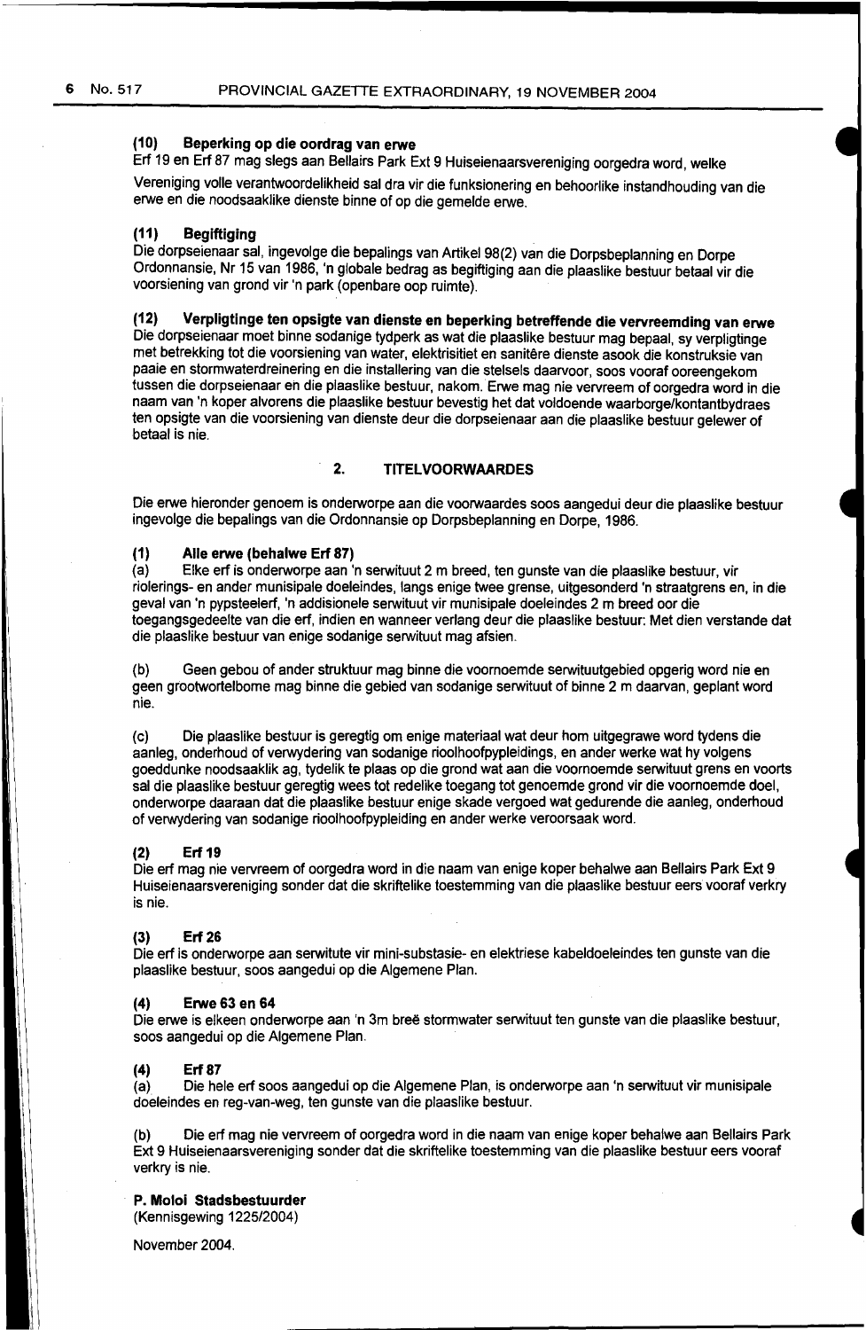#### (10) Beperking op die oordrag van erwe

Erf 19 en Erf 87 mag slegs aan Bellairs Park Ext 9 Huiseienaarsvereniging oorgedra word, welke Vereniging volle verantwoordelikheid sal dra vir die funksionering en behoorlike instandhouding van die erwe en die noodsaaklike dienste binne of op die gemelde erwe.

#### (11) Begiftiging

Die dorpseienaar sal, ingevolge die bepalings van Artikel 98(2) van die Dorpsbeplanning en Dorpe Ordonnansie, Nr 15 van 1986, 'n globale bedrag as begiftiging aan die plaaslike bestuur betaal vir die voorsiening van grond vir 'n park (openbare oop ruimte).

#### (12) Verpligtinge ten opsigte van dienste en beperking betreffende die vervreemding van erwe

Die dorpseienaar moet binne sodanige tydperk as wat die plaaslike bestuur mag bepaal, sy verpligtinge met betrekking tot die voorsiening van water, elektrisitiet en sanitêre dienste asook die konstruksie van paaie en stormwaterdreinering en die installering van die stelsels daarvoor, soos vooraf ooreengekom tussen die dorpseienaar en die plaaslike bestuur, nakom. Erwe mag nie vervreem of oorgedra word in die naam van 'n koper alvorens die plaaslike bestuur bevestig het dat voldoende waarborge/kontantbydraes ten opsigte van die voorsiening van dienste deur die dorpseienaar aan die plaaslike bestuur gelewer of betaal is nie.

## 2. TITELVOORWAARDES

Die erwe hieronder genoem is onderworpe aan die voorwaardes soos aangedui deur die plaaslike bestuur ingevolge die bepalings van die Ordonnansie op Dorpsbeplanning en Dorpe, 1986.

#### (1) Alle erwe (behalwe Erf 87)

(a) Elke erf is onderworpe aan 'n serwituut 2 m breed, ten gunste van die plaaslike bestuur, vir riolerings- en ander munisipale doeleindes, langs enige twee grense, uitgesonderd 'n straatgrens en, in die geval van 'n pypsteelerf, 'n addisionele serwituut vir munisipale doeleindes 2 m breed oor die toegangsgedeelte van die erf, indien en wanneer verlang deur die plaaslike bestuur: Met dien verstande dat die plaaslike bestuur van enige sodanige serwituut mag afsien.

(b) Geen gebou of ander struktuur mag binne die voornoemde serwituutgebied opgerig word nie en geen grootwortelbome mag binne die gebied van sodanige serwituut of binne 2 m daarvan, geplant word nie.

(c) Die plaaslike bestuur is geregtig om enige materiaal wat deur hom uitgegrawe word tydens die aanleg, onderhoud of verwydering van sodanige rioolhoofpypleidings, en ander werke wat hy volgens goeddunke noodsaaklik ag, tydelik te plaas op die grond wat aan die voornoemde serwituut grens en voorts sal die plaaslike bestuur geregtig wees tot redelike toegang tot genoemde grond vir die voornoemde doel, onderworpe daaraan dat die plaaslike bestuur enige skade vergoed wat gedurende die aanleg, onderhoud of verwydering van sodanige rioolhoofpypleiding en ander werke veroorsaak word.

#### (2) Erf 19

Die erf mag nie vervreem of oorgedra word in die naam van enige koper behalwe aan Bellairs Park Ext 9 Huiseienaarsvereniging sonder dat die skriftelike toestemming van die plaaslike bestuur eers vooraf verkry is nie.

#### (3) Erf 26

Die erf is onderworpe aan serwitute vir mini-substasie- en elektriese kabeldoeleindes ten gunste van die plaaslike bestuur, soos aangedui op die Algemene Plan.

#### (4) Erwe 63 en 64

Die erwe is elkeen onderworpe aan 'n 3m breë stormwater serwituut ten gunste van die plaaslike bestuur, soos aangedui op die Algemene Plan.

#### (4) Erf 87

(a) Die hele erf soos aangedui op die Algemene Plan, is onderworpe aan 'n serwituut vir munisipale doeleindes en reg-van-weg, ten gunste van die plaaslike bestuur.

(b) Die erf mag nie vervreem of oorgedra word in die naam van enige koper behalwe aan Bellairs Park Ext 9 Huiseienaarsvereniging sonder dat die skriftelike toestemming van die plaaslike bestuur eers vooraf verkry is nie.

**P. Moloi Stadsbestuurder**
(Kennisgewing 1225/2004)

November 2004.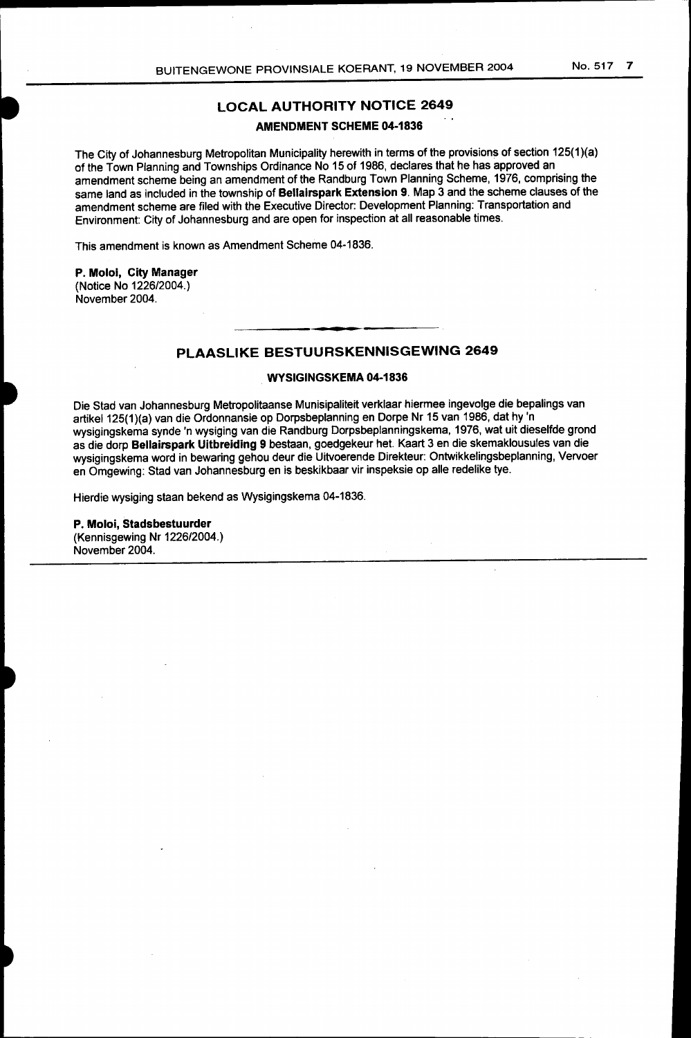## LOCAL AUTHORITY NOTICE 2649

### AMENDMENT SCHEME 04-1836

The City of Johannesburg Metropolitan Municipality herewith in terms of the provisions of section 125(1)(a) of the Town Planning and Townships Ordinance No 15 of 1986, declares that he has approved an amendment scheme being an amendment of the Randburg Town Planning Scheme, 1976, comprising the same land as included in the township of **Bellairspark Extension 9**. Map 3 and the scheme clauses of the amendment scheme are filed with the Executive Director: Development Planning: Transportation and Environment: City of Johannesburg and are open for inspection at all reasonable times.

This amendment is known as Amendment Scheme 04-1836.

**P. Moloi, City Manager**
(Notice No 1226/2004.)
November 2004.

---

## PLAASLIKE BESTUURSKENNISGEWING 2649

### WYSIGINGSKEMA 04-1836

Die Stad van Johannesburg Metropolitaanse Munisipaliteit verklaar hiermee ingevolge die bepalings van artikel 125(1)(a) van die Ordonnansie op Dorpsbeplanning en Dorpe Nr 15 van 1986, dat hy 'n wysigingskema synde 'n wysiging van die Randburg Dorpsbeplanningskema, 1976, wat uit dieselfde grond as die dorp **Bellairspark Uitbreiding 9** bestaan, goedgekeur het. Kaart 3 en die skemaklousules van die wysigingskema word in bewaring gehou deur die Uitvoerende Direkteur: Ontwikkelingsbeplanning, Vervoer en Omgewing: Stad van Johannesburg en is beskikbaar vir inspeksie op alle redelike tye.

Hierdie wysiging staan bekend as Wysigingskema 04-1836.

**P. Moloi, Stadsbestuurder**
(Kennisgewing Nr 1226/2004.)
November 2004.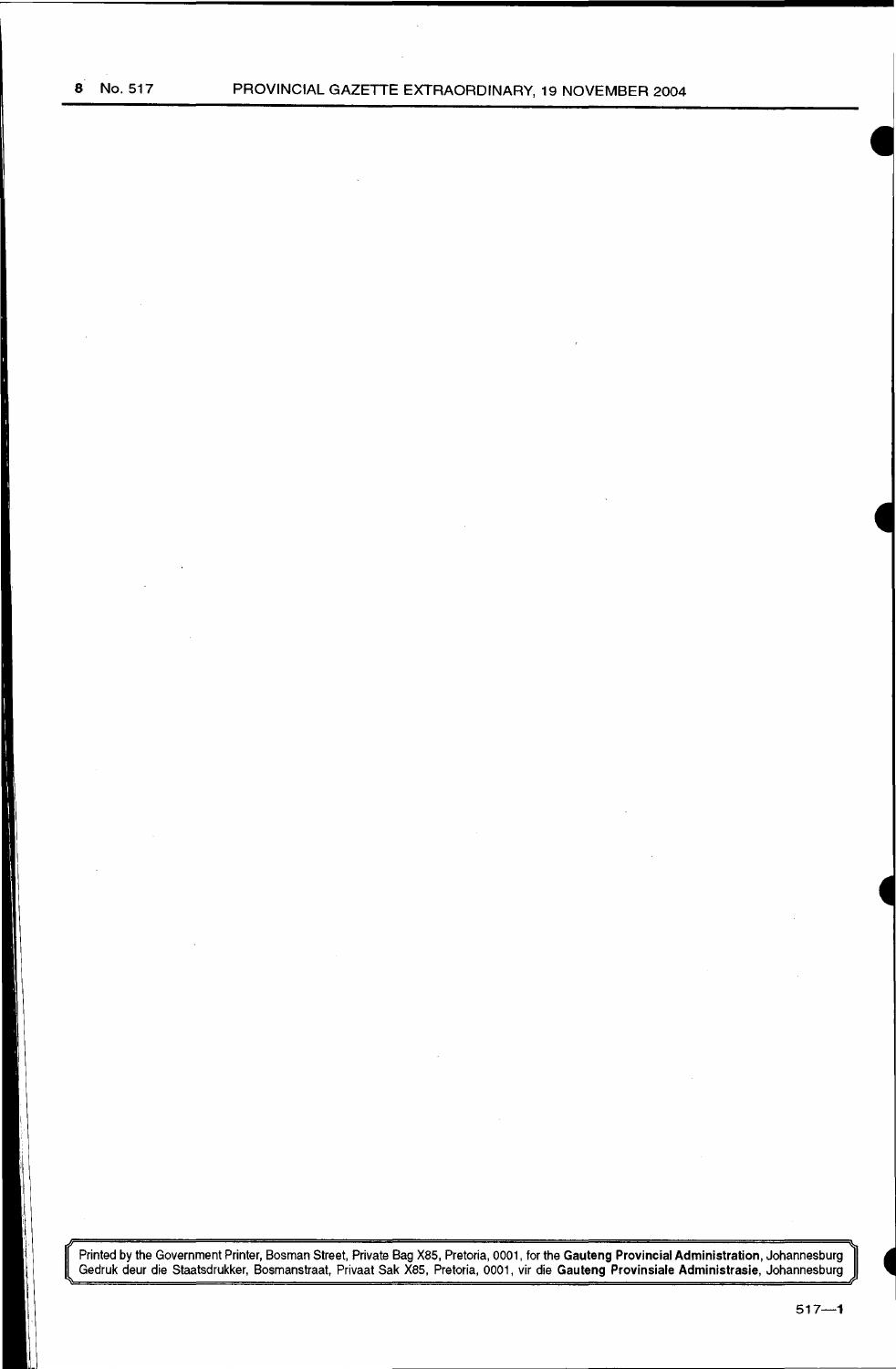Printed by the Government Printer, Bosman Street, Private Bag X85, Pretoria, 0001, for the **Gauteng Provincial Administration**, Johannesburg
Gedruk deur die Staatsdrukker, Bosmanstraat, Privaat Sak X85, Pretoria, 0001, vir die **Gauteng Provinsiale Administrasie**, Johannesburg

517—**1**